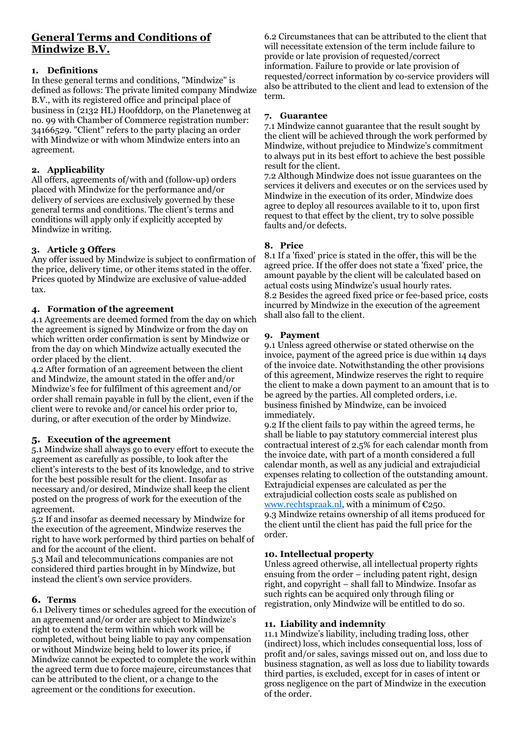# General Terms and Conditions of Mindwize B.V.

## 1. Definitions

In these general terms and conditions, "Mindwize" is defined as follows: The private limited company Mindwize B.V., with its registered office and principal place of business in (2132 HL) Hoofddorp, on the Planetenweg at no. 99 with Chamber of Commerce registration number: 34166529. "Client" refers to the party placing an order with Mindwize or with whom Mindwize enters into an agreement.

## 2. Applicability

All offers, agreements of/with and (follow-up) orders placed with Mindwize for the performance and/or delivery of services are exclusively governed by these general terms and conditions. The client's terms and conditions will apply only if explicitly accepted by Mindwize in writing.

## 3. Article 3 Offers

Any offer issued by Mindwize is subject to confirmation of the price, delivery time, or other items stated in the offer. Prices quoted by Mindwize are exclusive of value-added tax.

## 4. Formation of the agreement

4.1 Agreements are deemed formed from the day on which the agreement is signed by Mindwize or from the day on which written order confirmation is sent by Mindwize or from the day on which Mindwize actually executed the order placed by the client.

4.2 After formation of an agreement between the client and Mindwize, the amount stated in the offer and/or Mindwize's fee for fulfilment of this agreement and/or order shall remain payable in full by the client, even if the client were to revoke and/or cancel his order prior to, during, or after execution of the order by Mindwize.

## 5. Execution of the agreement

5.1 Mindwize shall always go to every effort to execute the agreement as carefully as possible, to look after the client's interests to the best of its knowledge, and to strive for the best possible result for the client. Insofar as necessary and/or desired, Mindwize shall keep the client posted on the progress of work for the execution of the agreement.

5.2 If and insofar as deemed necessary by Mindwize for the execution of the agreement, Mindwize reserves the right to have work performed by third parties on behalf of and for the account of the client.

5.3 Mail and telecommunications companies are not considered third parties brought in by Mindwize, but instead the client's own service providers.

## 6. Terms

6.1 Delivery times or schedules agreed for the execution of an agreement and/or order are subject to Mindwize's right to extend the term within which work will be completed, without being liable to pay any compensation or without Mindwize being held to lower its price, if Mindwize cannot be expected to complete the work within the agreed term due to force majeure, circumstances that can be attributed to the client, or a change to the agreement or the conditions for execution.

6.2 Circumstances that can be attributed to the client that will necessitate extension of the term include failure to provide or late provision of requested/correct information. Failure to provide or late provision of requested/correct information by co-service providers will also be attributed to the client and lead to extension of the term.

## 7. Guarantee

7.1 Mindwize cannot guarantee that the result sought by the client will be achieved through the work performed by Mindwize, without prejudice to Mindwize's commitment to always put in its best effort to achieve the best possible result for the client.

7.2 Although Mindwize does not issue guarantees on the services it delivers and executes or on the services used by Mindwize in the execution of its order, Mindwize does agree to deploy all resources available to it to, upon first request to that effect by the client, try to solve possible faults and/or defects.

## 8. Price

8.1 If a 'fixed' price is stated in the offer, this will be the agreed price. If the offer does not state a 'fixed' price, the amount payable by the client will be calculated based on actual costs using Mindwize's usual hourly rates.

8.2 Besides the agreed fixed price or fee-based price, costs incurred by Mindwize in the execution of the agreement shall also fall to the client.

## 9. Payment

9.1 Unless agreed otherwise or stated otherwise on the invoice, payment of the agreed price is due within 14 days of the invoice date. Notwithstanding the other provisions of this agreement, Mindwize reserves the right to require the client to make a down payment to an amount that is to be agreed by the parties. All completed orders, i.e. business finished by Mindwize, can be invoiced immediately.

9.2 If the client fails to pay within the agreed terms, he shall be liable to pay statutory commercial interest plus contractual interest of 2.5% for each calendar month from the invoice date, with part of a month considered a full calendar month, as well as any judicial and extrajudicial expenses relating to collection of the outstanding amount. Extrajudicial expenses are calculated as per the extrajudicial collection costs scale as published on www.rechtspraak.nl, with a minimum of €250.

9.3 Mindwize retains ownership of all items produced for the client until the client has paid the full price for the order.

## 10. Intellectual property

Unless agreed otherwise, all intellectual property rights ensuing from the order – including patent right, design right, and copyright – shall fall to Mindwize. Insofar as such rights can be acquired only through filing or registration, only Mindwize will be entitled to do so.

## 11. Liability and indemnity

11.1 Mindwize's liability, including trading loss, other (indirect) loss, which includes consequential loss, loss of profit and/or sales, savings missed out on, and loss due to business stagnation, as well as loss due to liability towards third parties, is excluded, except for in cases of intent or gross negligence on the part of Mindwize in the execution of the order.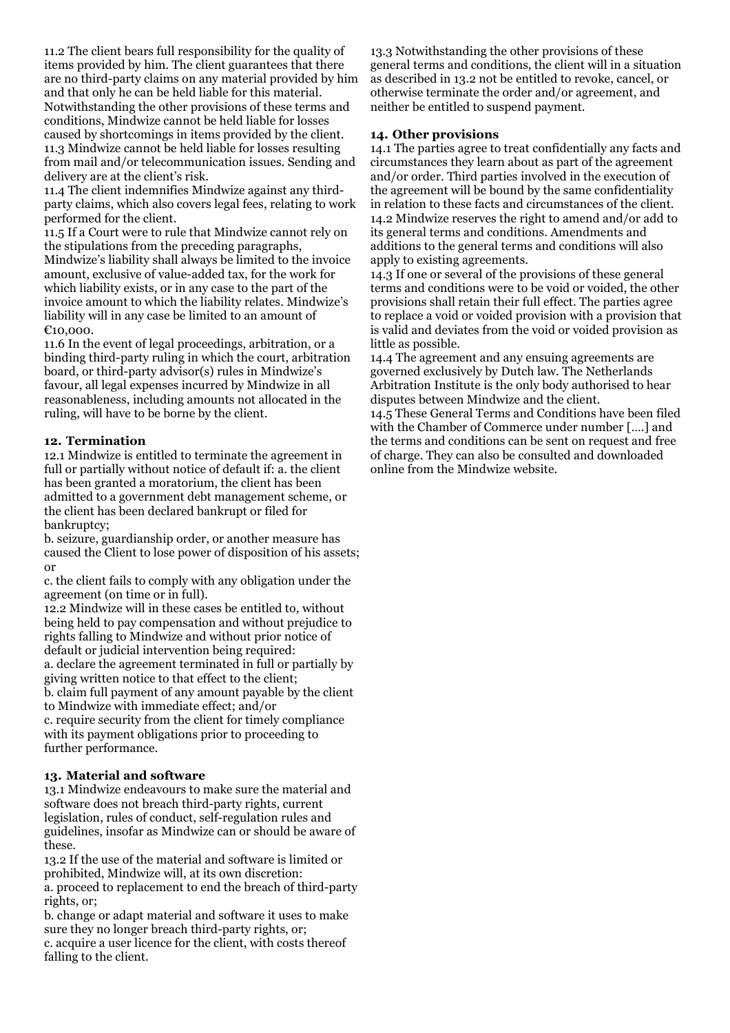11.2 The client bears full responsibility for the quality of items provided by him. The client guarantees that there are no third-party claims on any material provided by him and that only he can be held liable for this material. Notwithstanding the other provisions of these terms and conditions, Mindwize cannot be held liable for losses caused by shortcomings in items provided by the client.

11.3 Mindwize cannot be held liable for losses resulting from mail and/or telecommunication issues. Sending and delivery are at the client's risk.

11.4 The client indemnifies Mindwize against any third-party claims, which also covers legal fees, relating to work performed for the client.

11.5 If a Court were to rule that Mindwize cannot rely on the stipulations from the preceding paragraphs, Mindwize's liability shall always be limited to the invoice amount, exclusive of value-added tax, for the work for which liability exists, or in any case to the part of the invoice amount to which the liability relates. Mindwize's liability will in any case be limited to an amount of €10,000.

11.6 In the event of legal proceedings, arbitration, or a binding third-party ruling in which the court, arbitration board, or third-party advisor(s) rules in Mindwize's favour, all legal expenses incurred by Mindwize in all reasonableness, including amounts not allocated in the ruling, will have to be borne by the client.

**12. Termination**

12.1 Mindwize is entitled to terminate the agreement in full or partially without notice of default if: a. the client has been granted a moratorium, the client has been admitted to a government debt management scheme, or the client has been declared bankrupt or filed for bankruptcy;

b. seizure, guardianship order, or another measure has caused the Client to lose power of disposition of his assets; or

c. the client fails to comply with any obligation under the agreement (on time or in full).

12.2 Mindwize will in these cases be entitled to, without being held to pay compensation and without prejudice to rights falling to Mindwize and without prior notice of default or judicial intervention being required:

a. declare the agreement terminated in full or partially by giving written notice to that effect to the client;

b. claim full payment of any amount payable by the client to Mindwize with immediate effect; and/or

c. require security from the client for timely compliance with its payment obligations prior to proceeding to further performance.

**13. Material and software**

13.1 Mindwize endeavours to make sure the material and software does not breach third-party rights, current legislation, rules of conduct, self-regulation rules and guidelines, insofar as Mindwize can or should be aware of these.

13.2 If the use of the material and software is limited or prohibited, Mindwize will, at its own discretion:

a. proceed to replacement to end the breach of third-party rights, or;

b. change or adapt material and software it uses to make sure they no longer breach third-party rights, or;

c. acquire a user licence for the client, with costs thereof falling to the client.

13.3 Notwithstanding the other provisions of these general terms and conditions, the client will in a situation as described in 13.2 not be entitled to revoke, cancel, or otherwise terminate the order and/or agreement, and neither be entitled to suspend payment.

**14. Other provisions**

14.1 The parties agree to treat confidentially any facts and circumstances they learn about as part of the agreement and/or order. Third parties involved in the execution of the agreement will be bound by the same confidentiality in relation to these facts and circumstances of the client.

14.2 Mindwize reserves the right to amend and/or add to its general terms and conditions. Amendments and additions to the general terms and conditions will also apply to existing agreements.

14.3 If one or several of the provisions of these general terms and conditions were to be void or voided, the other provisions shall retain their full effect. The parties agree to replace a void or voided provision with a provision that is valid and deviates from the void or voided provision as little as possible.

14.4 The agreement and any ensuing agreements are governed exclusively by Dutch law. The Netherlands Arbitration Institute is the only body authorised to hear disputes between Mindwize and the client.

14.5 These General Terms and Conditions have been filed with the Chamber of Commerce under number [....] and the terms and conditions can be sent on request and free of charge. They can also be consulted and downloaded online from the Mindwize website.